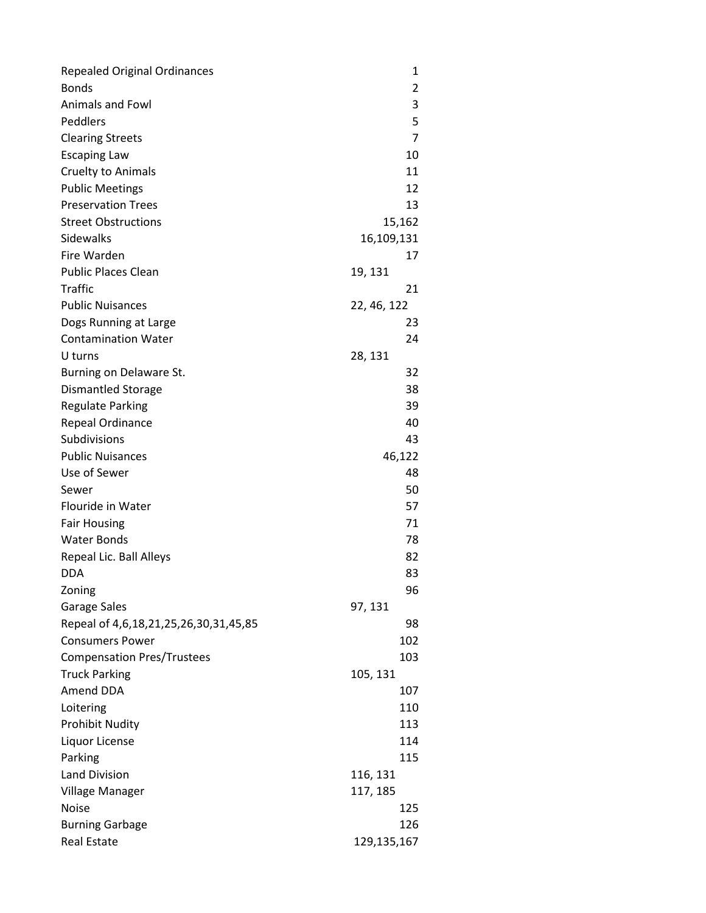| | |
|---|---|
| Repealed Original Ordinances | 1 |
| Bonds | 2 |
| Animals and Fowl | 3 |
| Peddlers | 5 |
| Clearing Streets | 7 |
| Escaping Law | 10 |
| Cruelty to Animals | 11 |
| Public Meetings | 12 |
| Preservation Trees | 13 |
| Street Obstructions | 15,162 |
| Sidewalks | 16,109,131 |
| Fire Warden | 17 |
| Public Places Clean | 19, 131 |
| Traffic | 21 |
| Public Nuisances | 22, 46, 122 |
| Dogs Running at Large | 23 |
| Contamination Water | 24 |
| U turns | 28, 131 |
| Burning on Delaware St. | 32 |
| Dismantled Storage | 38 |
| Regulate Parking | 39 |
| Repeal Ordinance | 40 |
| Subdivisions | 43 |
| Public Nuisances | 46,122 |
| Use of Sewer | 48 |
| Sewer | 50 |
| Flouride in Water | 57 |
| Fair Housing | 71 |
| Water Bonds | 78 |
| Repeal Lic. Ball Alleys | 82 |
| DDA | 83 |
| Zoning | 96 |
| Garage Sales | 97, 131 |
| Repeal of 4,6,18,21,25,26,30,31,45,85 | 98 |
| Consumers Power | 102 |
| Compensation Pres/Trustees | 103 |
| Truck Parking | 105, 131 |
| Amend DDA | 107 |
| Loitering | 110 |
| Prohibit Nudity | 113 |
| Liquor License | 114 |
| Parking | 115 |
| Land Division | 116, 131 |
| Village Manager | 117, 185 |
| Noise | 125 |
| Burning Garbage | 126 |
| Real Estate | 129,135,167 |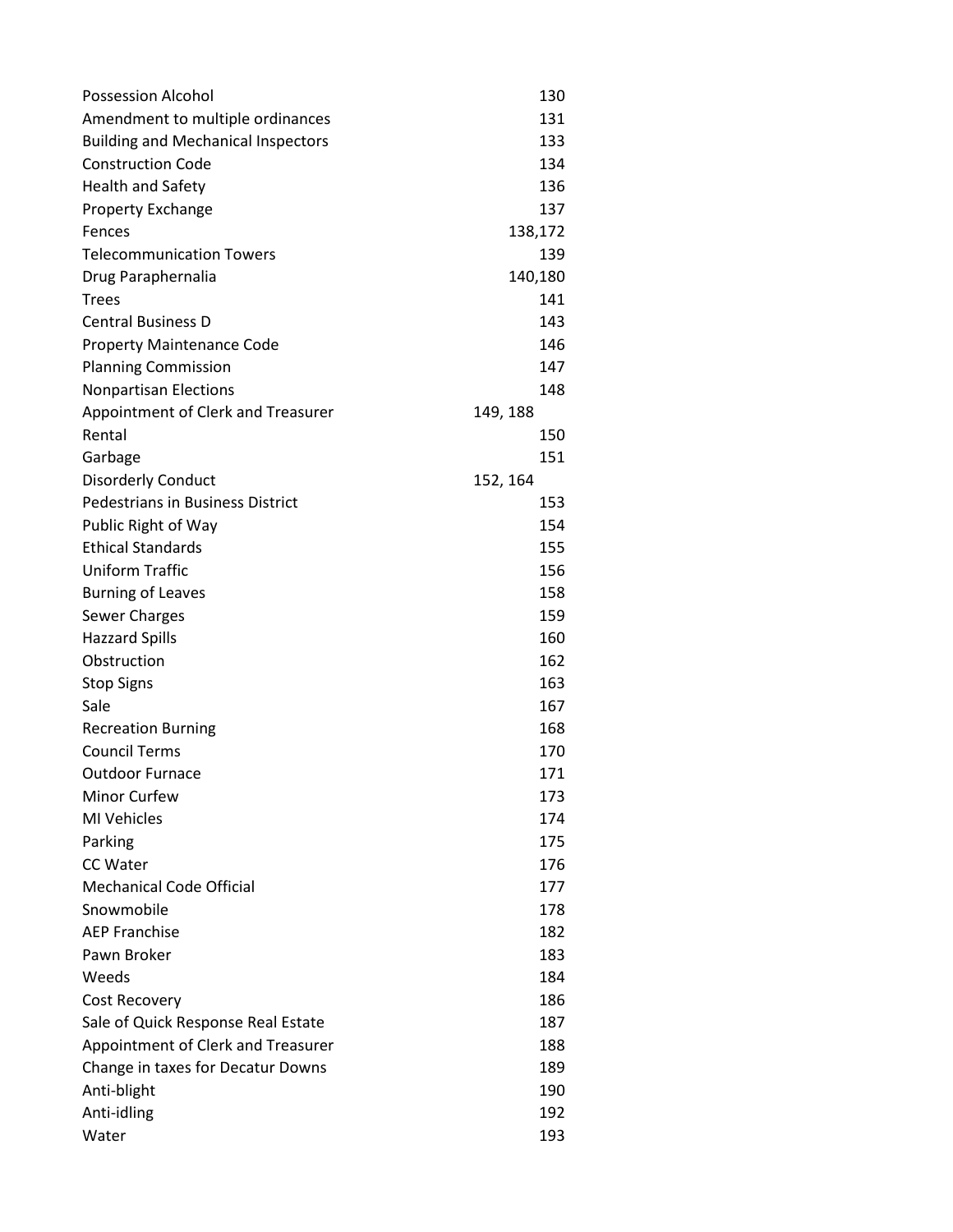| | |
|---|---|
| Possession Alcohol | 130 |
| Amendment to multiple ordinances | 131 |
| Building and Mechanical Inspectors | 133 |
| Construction Code | 134 |
| Health and Safety | 136 |
| Property Exchange | 137 |
| Fences | 138,172 |
| Telecommunication Towers | 139 |
| Drug Paraphernalia | 140,180 |
| Trees | 141 |
| Central Business D | 143 |
| Property Maintenance Code | 146 |
| Planning Commission | 147 |
| Nonpartisan Elections | 148 |
| Appointment of Clerk and Treasurer | 149, 188 |
| Rental | 150 |
| Garbage | 151 |
| Disorderly Conduct | 152, 164 |
| Pedestrians in Business District | 153 |
| Public Right of Way | 154 |
| Ethical Standards | 155 |
| Uniform Traffic | 156 |
| Burning of Leaves | 158 |
| Sewer Charges | 159 |
| Hazzard Spills | 160 |
| Obstruction | 162 |
| Stop Signs | 163 |
| Sale | 167 |
| Recreation Burning | 168 |
| Council Terms | 170 |
| Outdoor Furnace | 171 |
| Minor Curfew | 173 |
| MI Vehicles | 174 |
| Parking | 175 |
| CC Water | 176 |
| Mechanical Code Official | 177 |
| Snowmobile | 178 |
| AEP Franchise | 182 |
| Pawn Broker | 183 |
| Weeds | 184 |
| Cost Recovery | 186 |
| Sale of Quick Response Real Estate | 187 |
| Appointment of Clerk and Treasurer | 188 |
| Change in taxes for Decatur Downs | 189 |
| Anti-blight | 190 |
| Anti-idling | 192 |
| Water | 193 |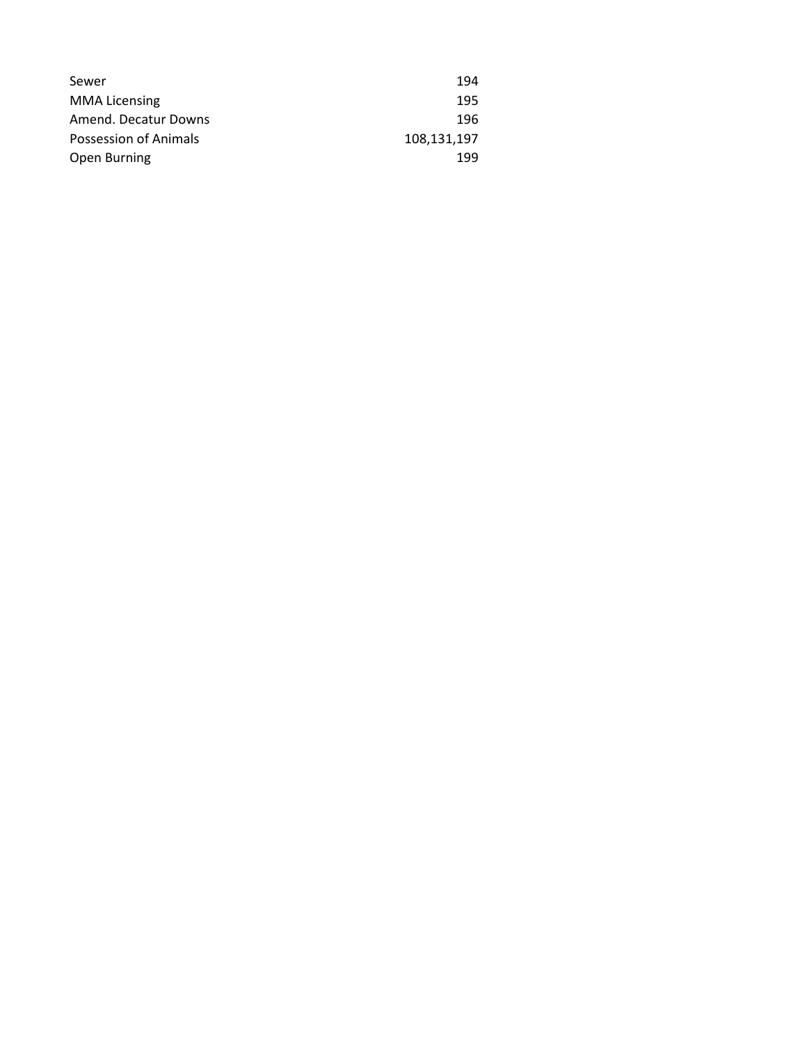| | |
|---|---|
| Sewer | 194 |
| MMA Licensing | 195 |
| Amend. Decatur Downs | 196 |
| Possession of Animals | 108,131,197 |
| Open Burning | 199 |